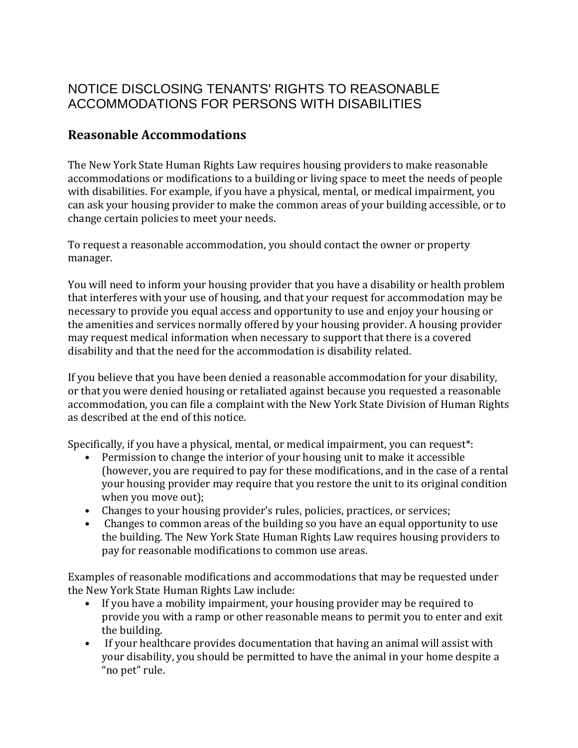# NOTICE DISCLOSING TENANTS' RIGHTS TO REASONABLE ACCOMMODATIONS FOR PERSONS WITH DISABILITIES

## Reasonable Accommodations

The New York State Human Rights Law requires housing providers to make reasonable accommodations or modifications to a building or living space to meet the needs of people with disabilities. For example, if you have a physical, mental, or medical impairment, you can ask your housing provider to make the common areas of your building accessible, or to change certain policies to meet your needs.

To request a reasonable accommodation, you should contact the owner or property manager.

You will need to inform your housing provider that you have a disability or health problem that interferes with your use of housing, and that your request for accommodation may be necessary to provide you equal access and opportunity to use and enjoy your housing or the amenities and services normally offered by your housing provider. A housing provider may request medical information when necessary to support that there is a covered disability and that the need for the accommodation is disability related.

If you believe that you have been denied a reasonable accommodation for your disability, or that you were denied housing or retaliated against because you requested a reasonable accommodation, you can file a complaint with the New York State Division of Human Rights as described at the end of this notice.

Specifically, if you have a physical, mental, or medical impairment, you can request*:

- Permission to change the interior of your housing unit to make it accessible (however, you are required to pay for these modifications, and in the case of a rental your housing provider may require that you restore the unit to its original condition when you move out);
- Changes to your housing provider's rules, policies, practices, or services;
- Changes to common areas of the building so you have an equal opportunity to use the building. The New York State Human Rights Law requires housing providers to pay for reasonable modifications to common use areas.

Examples of reasonable modifications and accommodations that may be requested under the New York State Human Rights Law include:

- If you have a mobility impairment, your housing provider may be required to provide you with a ramp or other reasonable means to permit you to enter and exit the building.
- If your healthcare provides documentation that having an animal will assist with your disability, you should be permitted to have the animal in your home despite a "no pet" rule.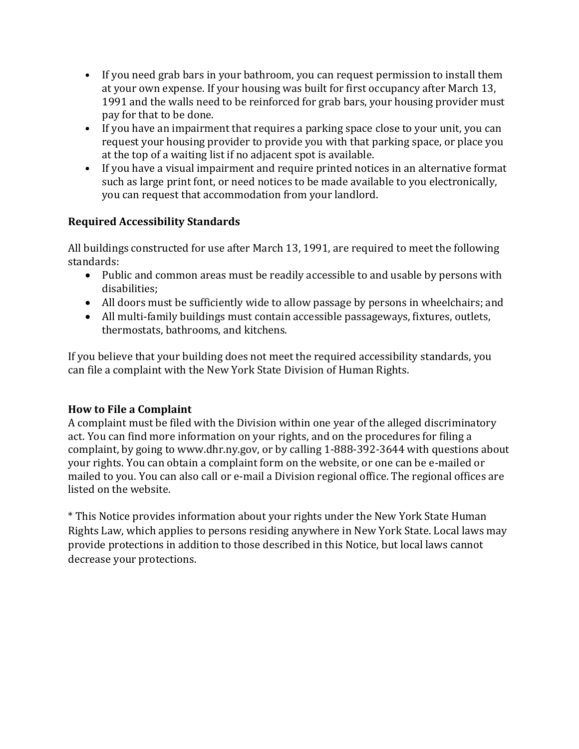- If you need grab bars in your bathroom, you can request permission to install them at your own expense. If your housing was built for first occupancy after March 13, 1991 and the walls need to be reinforced for grab bars, your housing provider must pay for that to be done.
- If you have an impairment that requires a parking space close to your unit, you can request your housing provider to provide you with that parking space, or place you at the top of a waiting list if no adjacent spot is available.
- If you have a visual impairment and require printed notices in an alternative format such as large print font, or need notices to be made available to you electronically, you can request that accommodation from your landlord.

**Required Accessibility Standards**

All buildings constructed for use after March 13, 1991, are required to meet the following standards:

- Public and common areas must be readily accessible to and usable by persons with disabilities;
- All doors must be sufficiently wide to allow passage by persons in wheelchairs; and
- All multi-family buildings must contain accessible passageways, fixtures, outlets, thermostats, bathrooms, and kitchens.

If you believe that your building does not meet the required accessibility standards, you can file a complaint with the New York State Division of Human Rights.

**How to File a Complaint**

A complaint must be filed with the Division within one year of the alleged discriminatory act. You can find more information on your rights, and on the procedures for filing a complaint, by going to www.dhr.ny.gov, or by calling 1-888-392-3644 with questions about your rights. You can obtain a complaint form on the website, or one can be e-mailed or mailed to you. You can also call or e-mail a Division regional office. The regional offices are listed on the website.

* This Notice provides information about your rights under the New York State Human Rights Law, which applies to persons residing anywhere in New York State. Local laws may provide protections in addition to those described in this Notice, but local laws cannot decrease your protections.